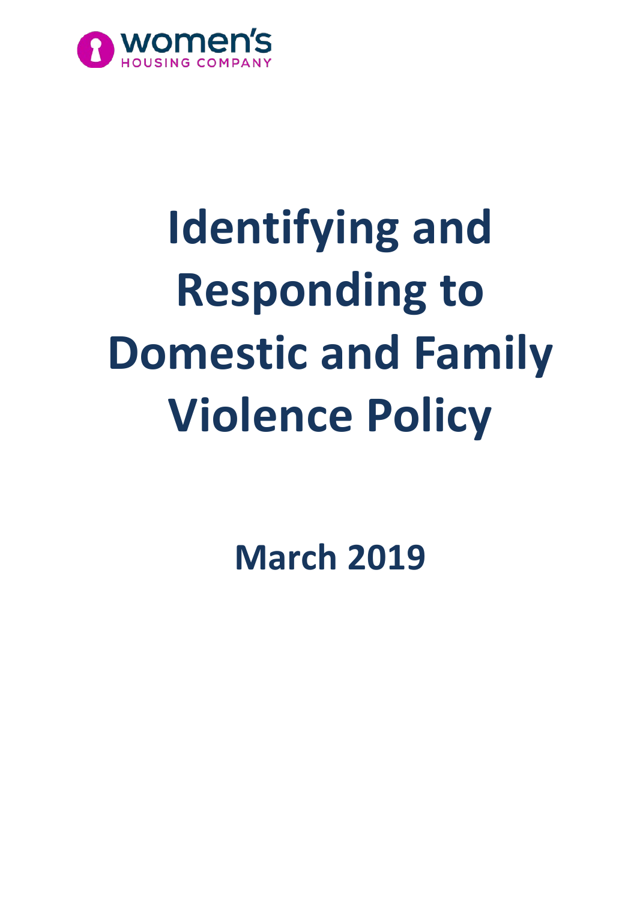women's
HOUSING COMPANY

# Identifying and Responding to Domestic and Family Violence Policy

**March 2019**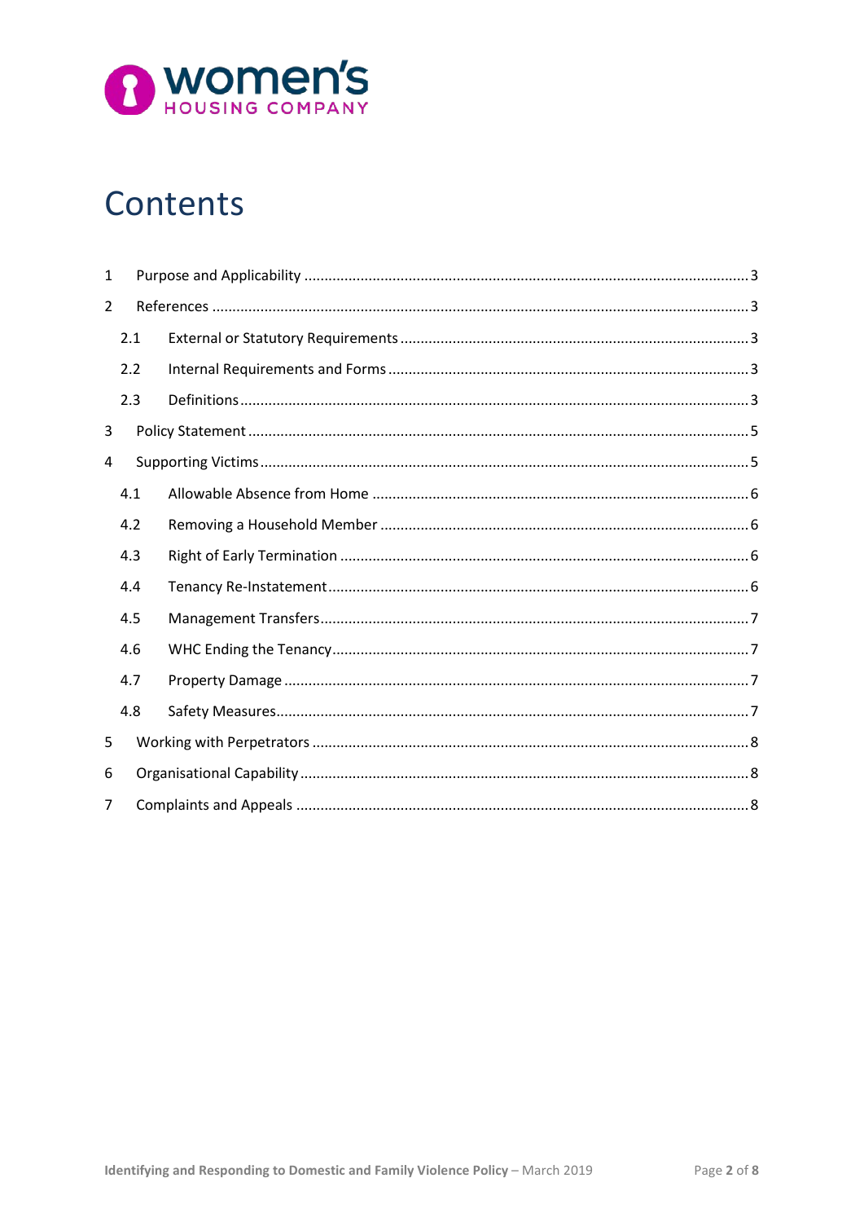# Contents

1 Purpose and Applicability ........ 3

2 References ........ 3

- 2.1 External or Statutory Requirements ........ 3
- 2.2 Internal Requirements and Forms ........ 3
- 2.3 Definitions ........ 3

3 Policy Statement ........ 5

4 Supporting Victims ........ 5

- 4.1 Allowable Absence from Home ........ 6
- 4.2 Removing a Household Member ........ 6
- 4.3 Right of Early Termination ........ 6
- 4.4 Tenancy Re-Instatement ........ 6
- 4.5 Management Transfers ........ 7
- 4.6 WHC Ending the Tenancy ........ 7
- 4.7 Property Damage ........ 7
- 4.8 Safety Measures ........ 7

5 Working with Perpetrators ........ 8

6 Organisational Capability ........ 8

7 Complaints and Appeals ........ 8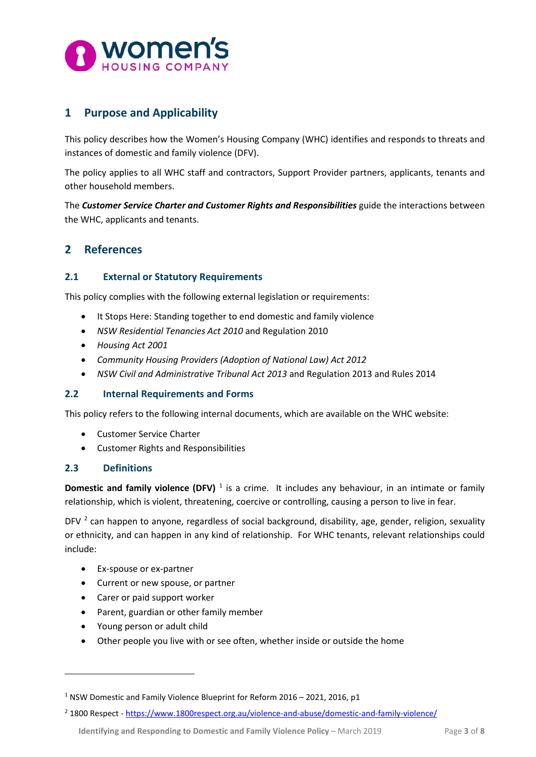## 1 Purpose and Applicability

This policy describes how the Women's Housing Company (WHC) identifies and responds to threats and instances of domestic and family violence (DFV).

The policy applies to all WHC staff and contractors, Support Provider partners, applicants, tenants and other household members.

The ***Customer Service Charter and Customer Rights and Responsibilities*** guide the interactions between the WHC, applicants and tenants.

## 2 References

### 2.1 External or Statutory Requirements

This policy complies with the following external legislation or requirements:

- It Stops Here: Standing together to end domestic and family violence
- *NSW Residential Tenancies Act 2010* and Regulation 2010
- *Housing Act 2001*
- *Community Housing Providers (Adoption of National Law) Act 2012*
- *NSW Civil and Administrative Tribunal Act 2013* and Regulation 2013 and Rules 2014

### 2.2 Internal Requirements and Forms

This policy refers to the following internal documents, which are available on the WHC website:

- Customer Service Charter
- Customer Rights and Responsibilities

### 2.3 Definitions

**Domestic and family violence (DFV)** [1] is a crime. It includes any behaviour, in an intimate or family relationship, which is violent, threatening, coercive or controlling, causing a person to live in fear.

DFV [2] can happen to anyone, regardless of social background, disability, age, gender, religion, sexuality or ethnicity, and can happen in any kind of relationship. For WHC tenants, relevant relationships could include:

- Ex-spouse or ex-partner
- Current or new spouse, or partner
- Carer or paid support worker
- Parent, guardian or other family member
- Young person or adult child
- Other people you live with or see often, whether inside or outside the home

---

[1] NSW Domestic and Family Violence Blueprint for Reform 2016 – 2021, 2016, p1

[2] 1800 Respect - https://www.1800respect.org.au/violence-and-abuse/domestic-and-family-violence/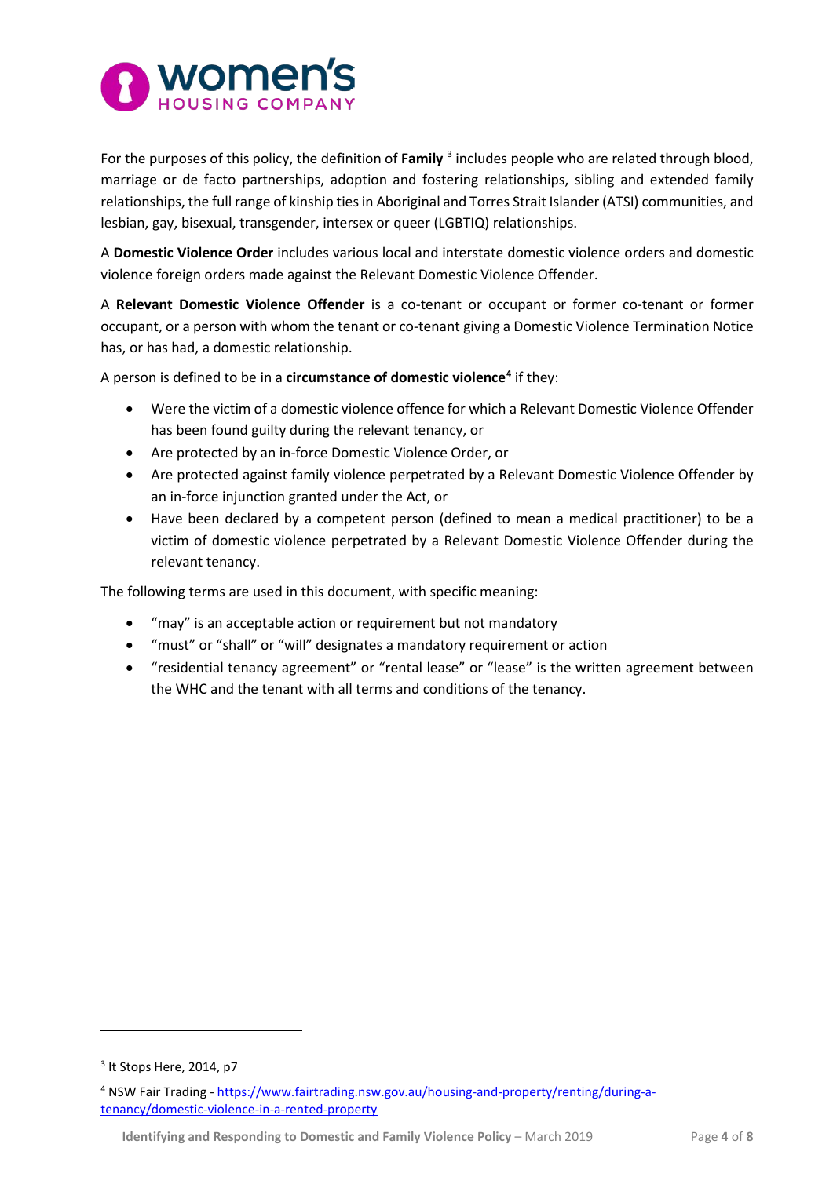For the purposes of this policy, the definition of **Family** [3] includes people who are related through blood, marriage or de facto partnerships, adoption and fostering relationships, sibling and extended family relationships, the full range of kinship ties in Aboriginal and Torres Strait Islander (ATSI) communities, and lesbian, gay, bisexual, transgender, intersex or queer (LGBTIQ) relationships.

A **Domestic Violence Order** includes various local and interstate domestic violence orders and domestic violence foreign orders made against the Relevant Domestic Violence Offender.

A **Relevant Domestic Violence Offender** is a co-tenant or occupant or former co-tenant or former occupant, or a person with whom the tenant or co-tenant giving a Domestic Violence Termination Notice has, or has had, a domestic relationship.

A person is defined to be in a **circumstance of domestic violence**[4] if they:

- Were the victim of a domestic violence offence for which a Relevant Domestic Violence Offender has been found guilty during the relevant tenancy, or
- Are protected by an in-force Domestic Violence Order, or
- Are protected against family violence perpetrated by a Relevant Domestic Violence Offender by an in-force injunction granted under the Act, or
- Have been declared by a competent person (defined to mean a medical practitioner) to be a victim of domestic violence perpetrated by a Relevant Domestic Violence Offender during the relevant tenancy.

The following terms are used in this document, with specific meaning:

- "may" is an acceptable action or requirement but not mandatory
- "must" or "shall" or "will" designates a mandatory requirement or action
- "residential tenancy agreement" or "rental lease" or "lease" is the written agreement between the WHC and the tenant with all terms and conditions of the tenancy.

---

[3] It Stops Here, 2014, p7

[4] NSW Fair Trading - https://www.fairtrading.nsw.gov.au/housing-and-property/renting/during-a-tenancy/domestic-violence-in-a-rented-property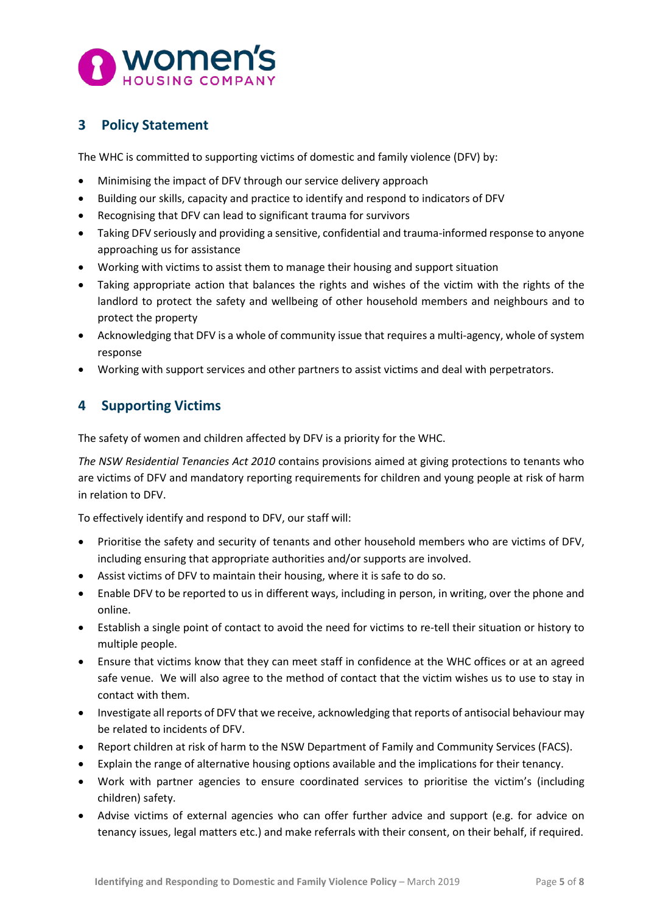## 3 Policy Statement

The WHC is committed to supporting victims of domestic and family violence (DFV) by:

- Minimising the impact of DFV through our service delivery approach
- Building our skills, capacity and practice to identify and respond to indicators of DFV
- Recognising that DFV can lead to significant trauma for survivors
- Taking DFV seriously and providing a sensitive, confidential and trauma-informed response to anyone approaching us for assistance
- Working with victims to assist them to manage their housing and support situation
- Taking appropriate action that balances the rights and wishes of the victim with the rights of the landlord to protect the safety and wellbeing of other household members and neighbours and to protect the property
- Acknowledging that DFV is a whole of community issue that requires a multi-agency, whole of system response
- Working with support services and other partners to assist victims and deal with perpetrators.

## 4 Supporting Victims

The safety of women and children affected by DFV is a priority for the WHC.

*The NSW Residential Tenancies Act 2010* contains provisions aimed at giving protections to tenants who are victims of DFV and mandatory reporting requirements for children and young people at risk of harm in relation to DFV.

To effectively identify and respond to DFV, our staff will:

- Prioritise the safety and security of tenants and other household members who are victims of DFV, including ensuring that appropriate authorities and/or supports are involved.
- Assist victims of DFV to maintain their housing, where it is safe to do so.
- Enable DFV to be reported to us in different ways, including in person, in writing, over the phone and online.
- Establish a single point of contact to avoid the need for victims to re-tell their situation or history to multiple people.
- Ensure that victims know that they can meet staff in confidence at the WHC offices or at an agreed safe venue. We will also agree to the method of contact that the victim wishes us to use to stay in contact with them.
- Investigate all reports of DFV that we receive, acknowledging that reports of antisocial behaviour may be related to incidents of DFV.
- Report children at risk of harm to the NSW Department of Family and Community Services (FACS).
- Explain the range of alternative housing options available and the implications for their tenancy.
- Work with partner agencies to ensure coordinated services to prioritise the victim's (including children) safety.
- Advise victims of external agencies who can offer further advice and support (e.g. for advice on tenancy issues, legal matters etc.) and make referrals with their consent, on their behalf, if required.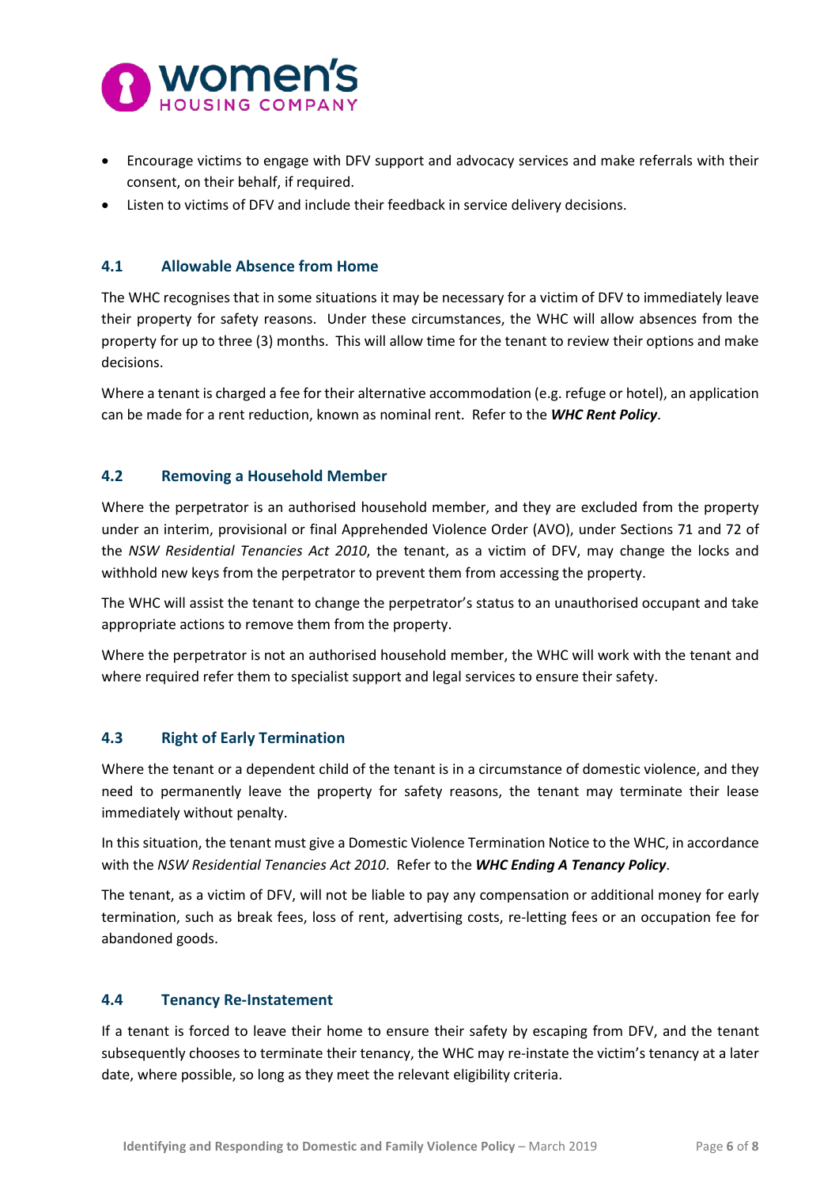- Encourage victims to engage with DFV support and advocacy services and make referrals with their consent, on their behalf, if required.
- Listen to victims of DFV and include their feedback in service delivery decisions.

### 4.1 Allowable Absence from Home

The WHC recognises that in some situations it may be necessary for a victim of DFV to immediately leave their property for safety reasons. Under these circumstances, the WHC will allow absences from the property for up to three (3) months. This will allow time for the tenant to review their options and make decisions.

Where a tenant is charged a fee for their alternative accommodation (e.g. refuge or hotel), an application can be made for a rent reduction, known as nominal rent. Refer to the ***WHC Rent Policy***.

### 4.2 Removing a Household Member

Where the perpetrator is an authorised household member, and they are excluded from the property under an interim, provisional or final Apprehended Violence Order (AVO), under Sections 71 and 72 of the *NSW Residential Tenancies Act 2010*, the tenant, as a victim of DFV, may change the locks and withhold new keys from the perpetrator to prevent them from accessing the property.

The WHC will assist the tenant to change the perpetrator's status to an unauthorised occupant and take appropriate actions to remove them from the property.

Where the perpetrator is not an authorised household member, the WHC will work with the tenant and where required refer them to specialist support and legal services to ensure their safety.

### 4.3 Right of Early Termination

Where the tenant or a dependent child of the tenant is in a circumstance of domestic violence, and they need to permanently leave the property for safety reasons, the tenant may terminate their lease immediately without penalty.

In this situation, the tenant must give a Domestic Violence Termination Notice to the WHC, in accordance with the *NSW Residential Tenancies Act 2010*. Refer to the ***WHC Ending A Tenancy Policy***.

The tenant, as a victim of DFV, will not be liable to pay any compensation or additional money for early termination, such as break fees, loss of rent, advertising costs, re-letting fees or an occupation fee for abandoned goods.

### 4.4 Tenancy Re-Instatement

If a tenant is forced to leave their home to ensure their safety by escaping from DFV, and the tenant subsequently chooses to terminate their tenancy, the WHC may re-instate the victim's tenancy at a later date, where possible, so long as they meet the relevant eligibility criteria.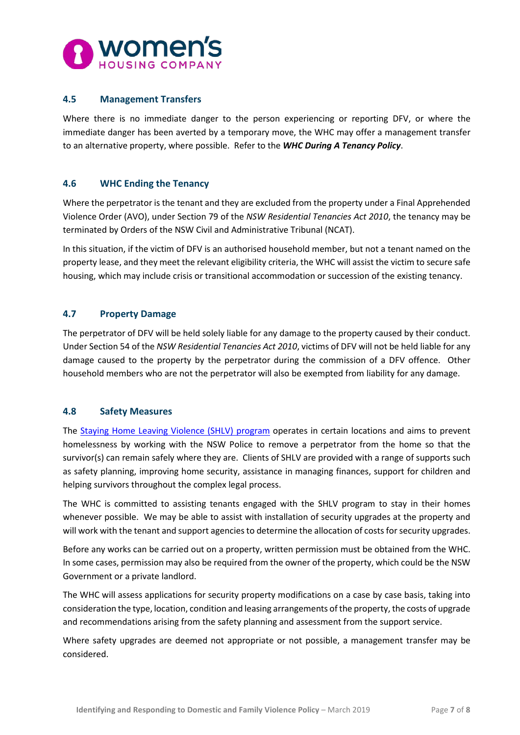### 4.5 Management Transfers

Where there is no immediate danger to the person experiencing or reporting DFV, or where the immediate danger has been averted by a temporary move, the WHC may offer a management transfer to an alternative property, where possible. Refer to the ***WHC During A Tenancy Policy***.

### 4.6 WHC Ending the Tenancy

Where the perpetrator is the tenant and they are excluded from the property under a Final Apprehended Violence Order (AVO), under Section 79 of the *NSW Residential Tenancies Act 2010*, the tenancy may be terminated by Orders of the NSW Civil and Administrative Tribunal (NCAT).

In this situation, if the victim of DFV is an authorised household member, but not a tenant named on the property lease, and they meet the relevant eligibility criteria, the WHC will assist the victim to secure safe housing, which may include crisis or transitional accommodation or succession of the existing tenancy.

### 4.7 Property Damage

The perpetrator of DFV will be held solely liable for any damage to the property caused by their conduct. Under Section 54 of the *NSW Residential Tenancies Act 2010*, victims of DFV will not be held liable for any damage caused to the property by the perpetrator during the commission of a DFV offence. Other household members who are not the perpetrator will also be exempted from liability for any damage.

### 4.8 Safety Measures

The Staying Home Leaving Violence (SHLV) program operates in certain locations and aims to prevent homelessness by working with the NSW Police to remove a perpetrator from the home so that the survivor(s) can remain safely where they are. Clients of SHLV are provided with a range of supports such as safety planning, improving home security, assistance in managing finances, support for children and helping survivors throughout the complex legal process.

The WHC is committed to assisting tenants engaged with the SHLV program to stay in their homes whenever possible. We may be able to assist with installation of security upgrades at the property and will work with the tenant and support agencies to determine the allocation of costs for security upgrades.

Before any works can be carried out on a property, written permission must be obtained from the WHC. In some cases, permission may also be required from the owner of the property, which could be the NSW Government or a private landlord.

The WHC will assess applications for security property modifications on a case by case basis, taking into consideration the type, location, condition and leasing arrangements of the property, the costs of upgrade and recommendations arising from the safety planning and assessment from the support service.

Where safety upgrades are deemed not appropriate or not possible, a management transfer may be considered.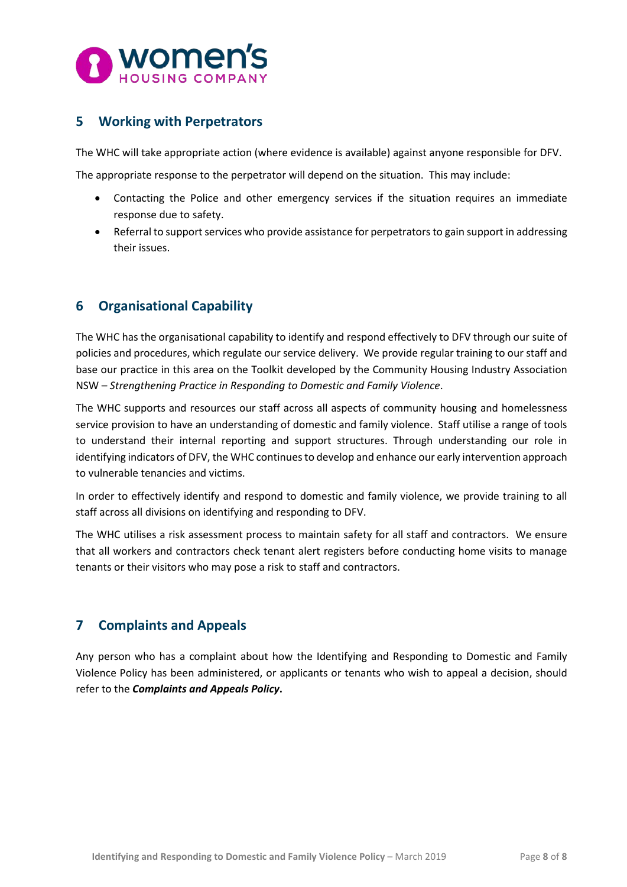## 5 Working with Perpetrators

The WHC will take appropriate action (where evidence is available) against anyone responsible for DFV.

The appropriate response to the perpetrator will depend on the situation. This may include:

- Contacting the Police and other emergency services if the situation requires an immediate response due to safety.
- Referral to support services who provide assistance for perpetrators to gain support in addressing their issues.

## 6 Organisational Capability

The WHC has the organisational capability to identify and respond effectively to DFV through our suite of policies and procedures, which regulate our service delivery. We provide regular training to our staff and base our practice in this area on the Toolkit developed by the Community Housing Industry Association NSW – *Strengthening Practice in Responding to Domestic and Family Violence*.

The WHC supports and resources our staff across all aspects of community housing and homelessness service provision to have an understanding of domestic and family violence. Staff utilise a range of tools to understand their internal reporting and support structures. Through understanding our role in identifying indicators of DFV, the WHC continues to develop and enhance our early intervention approach to vulnerable tenancies and victims.

In order to effectively identify and respond to domestic and family violence, we provide training to all staff across all divisions on identifying and responding to DFV.

The WHC utilises a risk assessment process to maintain safety for all staff and contractors. We ensure that all workers and contractors check tenant alert registers before conducting home visits to manage tenants or their visitors who may pose a risk to staff and contractors.

## 7 Complaints and Appeals

Any person who has a complaint about how the Identifying and Responding to Domestic and Family Violence Policy has been administered, or applicants or tenants who wish to appeal a decision, should refer to the ***Complaints and Appeals Policy*.**